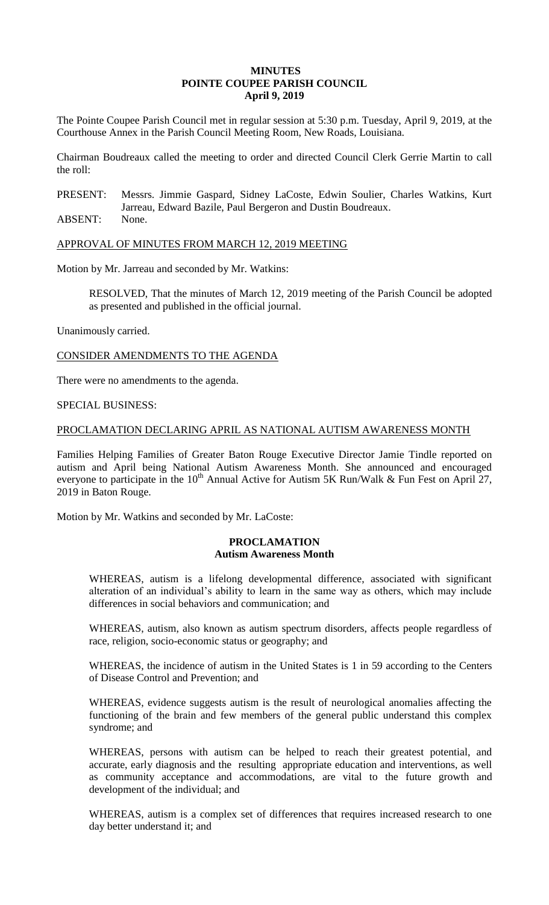# MINUTES
# POINTE COUPEE PARISH COUNCIL
# April 9, 2019

The Pointe Coupee Parish Council met in regular session at 5:30 p.m. Tuesday, April 9, 2019, at the Courthouse Annex in the Parish Council Meeting Room, New Roads, Louisiana.

Chairman Boudreaux called the meeting to order and directed Council Clerk Gerrie Martin to call the roll:

PRESENT: Messrs. Jimmie Gaspard, Sidney LaCoste, Edwin Soulier, Charles Watkins, Kurt Jarreau, Edward Bazile, Paul Bergeron and Dustin Boudreaux.

ABSENT: None.

APPROVAL OF MINUTES FROM MARCH 12, 2019 MEETING

Motion by Mr. Jarreau and seconded by Mr. Watkins:

> RESOLVED, That the minutes of March 12, 2019 meeting of the Parish Council be adopted as presented and published in the official journal.

Unanimously carried.

CONSIDER AMENDMENTS TO THE AGENDA

There were no amendments to the agenda.

SPECIAL BUSINESS:

PROCLAMATION DECLARING APRIL AS NATIONAL AUTISM AWARENESS MONTH

Families Helping Families of Greater Baton Rouge Executive Director Jamie Tindle reported on autism and April being National Autism Awareness Month. She announced and encouraged everyone to participate in the 10th Annual Active for Autism 5K Run/Walk & Fun Fest on April 27, 2019 in Baton Rouge.

Motion by Mr. Watkins and seconded by Mr. LaCoste:

**PROCLAMATION**
**Autism Awareness Month**

> WHEREAS, autism is a lifelong developmental difference, associated with significant alteration of an individual's ability to learn in the same way as others, which may include differences in social behaviors and communication; and
>
> WHEREAS, autism, also known as autism spectrum disorders, affects people regardless of race, religion, socio-economic status or geography; and
>
> WHEREAS, the incidence of autism in the United States is 1 in 59 according to the Centers of Disease Control and Prevention; and
>
> WHEREAS, evidence suggests autism is the result of neurological anomalies affecting the functioning of the brain and few members of the general public understand this complex syndrome; and
>
> WHEREAS, persons with autism can be helped to reach their greatest potential, and accurate, early diagnosis and the resulting appropriate education and interventions, as well as community acceptance and accommodations, are vital to the future growth and development of the individual; and
>
> WHEREAS, autism is a complex set of differences that requires increased research to one day better understand it; and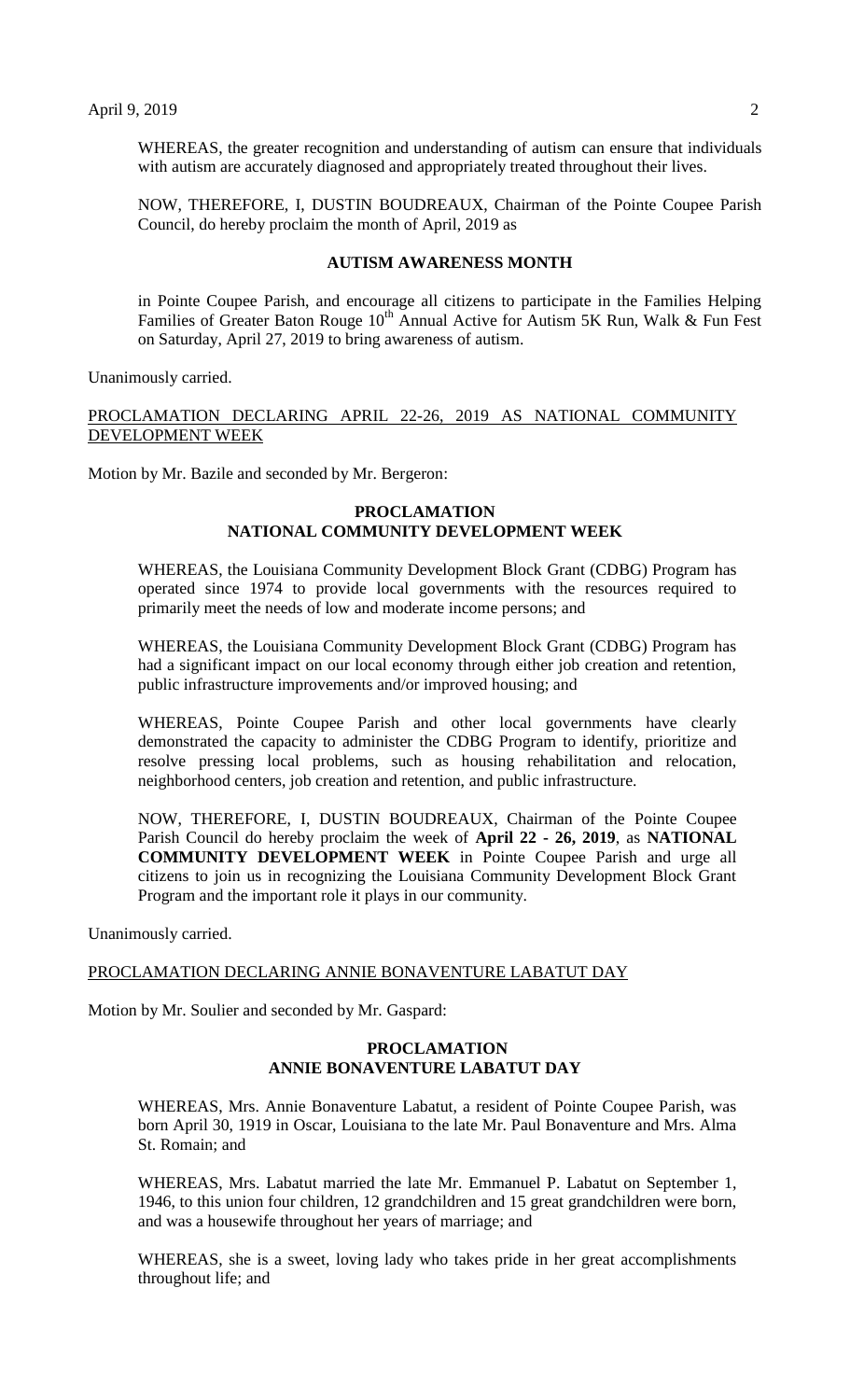WHEREAS, the greater recognition and understanding of autism can ensure that individuals with autism are accurately diagnosed and appropriately treated throughout their lives.

NOW, THEREFORE, I, DUSTIN BOUDREAUX, Chairman of the Pointe Coupee Parish Council, do hereby proclaim the month of April, 2019 as

**AUTISM AWARENESS MONTH**

in Pointe Coupee Parish, and encourage all citizens to participate in the Families Helping Families of Greater Baton Rouge 10th Annual Active for Autism 5K Run, Walk & Fun Fest on Saturday, April 27, 2019 to bring awareness of autism.

Unanimously carried.

PROCLAMATION DECLARING APRIL 22-26, 2019 AS NATIONAL COMMUNITY DEVELOPMENT WEEK

Motion by Mr. Bazile and seconded by Mr. Bergeron:

**PROCLAMATION**
**NATIONAL COMMUNITY DEVELOPMENT WEEK**

WHEREAS, the Louisiana Community Development Block Grant (CDBG) Program has operated since 1974 to provide local governments with the resources required to primarily meet the needs of low and moderate income persons; and

WHEREAS, the Louisiana Community Development Block Grant (CDBG) Program has had a significant impact on our local economy through either job creation and retention, public infrastructure improvements and/or improved housing; and

WHEREAS, Pointe Coupee Parish and other local governments have clearly demonstrated the capacity to administer the CDBG Program to identify, prioritize and resolve pressing local problems, such as housing rehabilitation and relocation, neighborhood centers, job creation and retention, and public infrastructure.

NOW, THEREFORE, I, DUSTIN BOUDREAUX, Chairman of the Pointe Coupee Parish Council do hereby proclaim the week of **April 22 - 26, 2019**, as **NATIONAL COMMUNITY DEVELOPMENT WEEK** in Pointe Coupee Parish and urge all citizens to join us in recognizing the Louisiana Community Development Block Grant Program and the important role it plays in our community.

Unanimously carried.

PROCLAMATION DECLARING ANNIE BONAVENTURE LABATUT DAY

Motion by Mr. Soulier and seconded by Mr. Gaspard:

**PROCLAMATION**
**ANNIE BONAVENTURE LABATUT DAY**

WHEREAS, Mrs. Annie Bonaventure Labatut, a resident of Pointe Coupee Parish, was born April 30, 1919 in Oscar, Louisiana to the late Mr. Paul Bonaventure and Mrs. Alma St. Romain; and

WHEREAS, Mrs. Labatut married the late Mr. Emmanuel P. Labatut on September 1, 1946, to this union four children, 12 grandchildren and 15 great grandchildren were born, and was a housewife throughout her years of marriage; and

WHEREAS, she is a sweet, loving lady who takes pride in her great accomplishments throughout life; and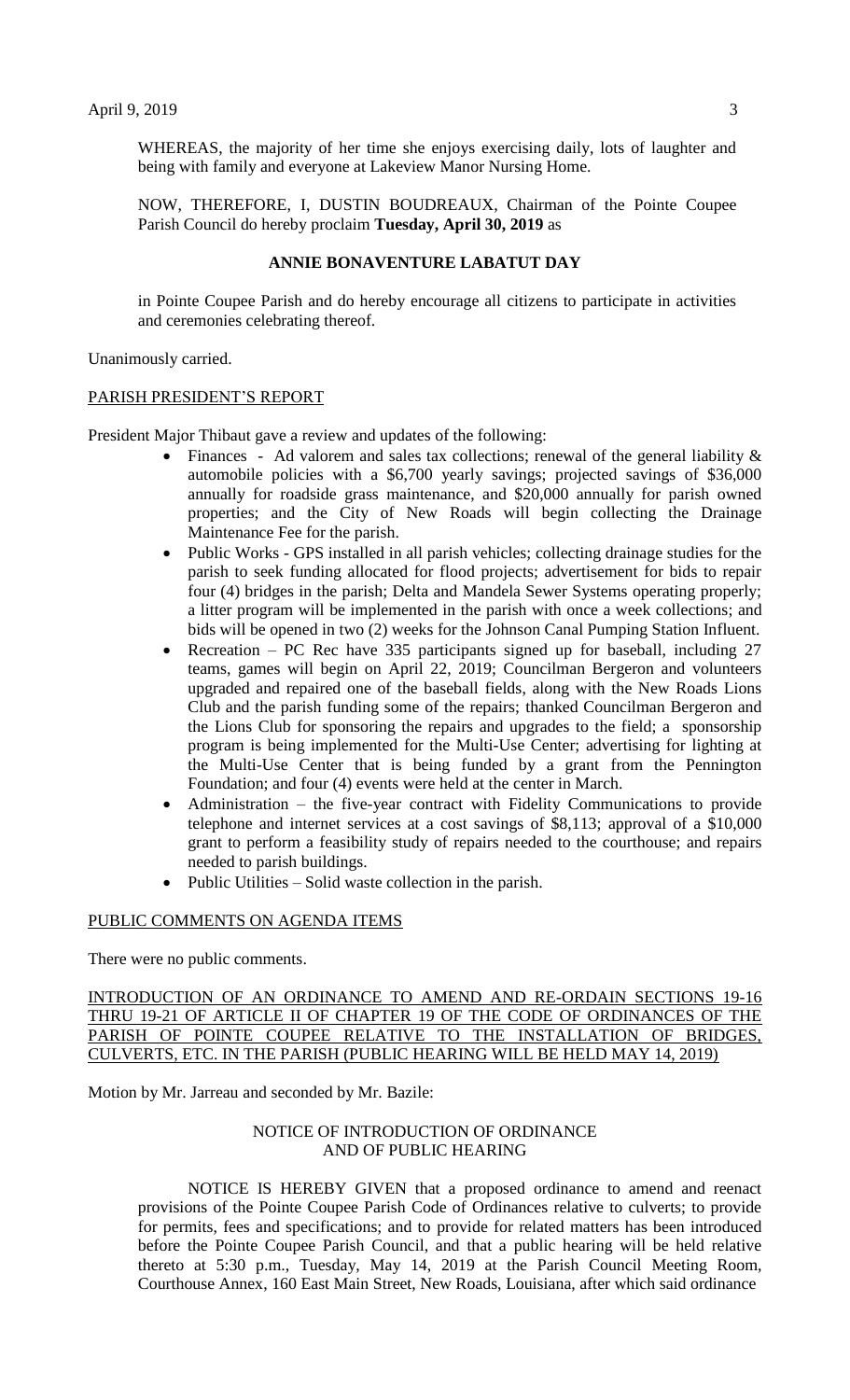WHEREAS, the majority of her time she enjoys exercising daily, lots of laughter and being with family and everyone at Lakeview Manor Nursing Home.

NOW, THEREFORE, I, DUSTIN BOUDREAUX, Chairman of the Pointe Coupee Parish Council do hereby proclaim **Tuesday, April 30, 2019** as

**ANNIE BONAVENTURE LABATUT DAY**

in Pointe Coupee Parish and do hereby encourage all citizens to participate in activities and ceremonies celebrating thereof.

Unanimously carried.

PARISH PRESIDENT'S REPORT

President Major Thibaut gave a review and updates of the following:

- Finances - Ad valorem and sales tax collections; renewal of the general liability & automobile policies with a $6,700 yearly savings; projected savings of $36,000 annually for roadside grass maintenance, and $20,000 annually for parish owned properties; and the City of New Roads will begin collecting the Drainage Maintenance Fee for the parish.
- Public Works - GPS installed in all parish vehicles; collecting drainage studies for the parish to seek funding allocated for flood projects; advertisement for bids to repair four (4) bridges in the parish; Delta and Mandela Sewer Systems operating properly; a litter program will be implemented in the parish with once a week collections; and bids will be opened in two (2) weeks for the Johnson Canal Pumping Station Influent.
- Recreation – PC Rec have 335 participants signed up for baseball, including 27 teams, games will begin on April 22, 2019; Councilman Bergeron and volunteers upgraded and repaired one of the baseball fields, along with the New Roads Lions Club and the parish funding some of the repairs; thanked Councilman Bergeron and the Lions Club for sponsoring the repairs and upgrades to the field; a sponsorship program is being implemented for the Multi-Use Center; advertising for lighting at the Multi-Use Center that is being funded by a grant from the Pennington Foundation; and four (4) events were held at the center in March.
- Administration – the five-year contract with Fidelity Communications to provide telephone and internet services at a cost savings of $8,113; approval of a $10,000 grant to perform a feasibility study of repairs needed to the courthouse; and repairs needed to parish buildings.
- Public Utilities – Solid waste collection in the parish.

PUBLIC COMMENTS ON AGENDA ITEMS

There were no public comments.

INTRODUCTION OF AN ORDINANCE TO AMEND AND RE-ORDAIN SECTIONS 19-16 THRU 19-21 OF ARTICLE II OF CHAPTER 19 OF THE CODE OF ORDINANCES OF THE PARISH OF POINTE COUPEE RELATIVE TO THE INSTALLATION OF BRIDGES, CULVERTS, ETC. IN THE PARISH (PUBLIC HEARING WILL BE HELD MAY 14, 2019)

Motion by Mr. Jarreau and seconded by Mr. Bazile:

NOTICE OF INTRODUCTION OF ORDINANCE AND OF PUBLIC HEARING

NOTICE IS HEREBY GIVEN that a proposed ordinance to amend and reenact provisions of the Pointe Coupee Parish Code of Ordinances relative to culverts; to provide for permits, fees and specifications; and to provide for related matters has been introduced before the Pointe Coupee Parish Council, and that a public hearing will be held relative thereto at 5:30 p.m., Tuesday, May 14, 2019 at the Parish Council Meeting Room, Courthouse Annex, 160 East Main Street, New Roads, Louisiana, after which said ordinance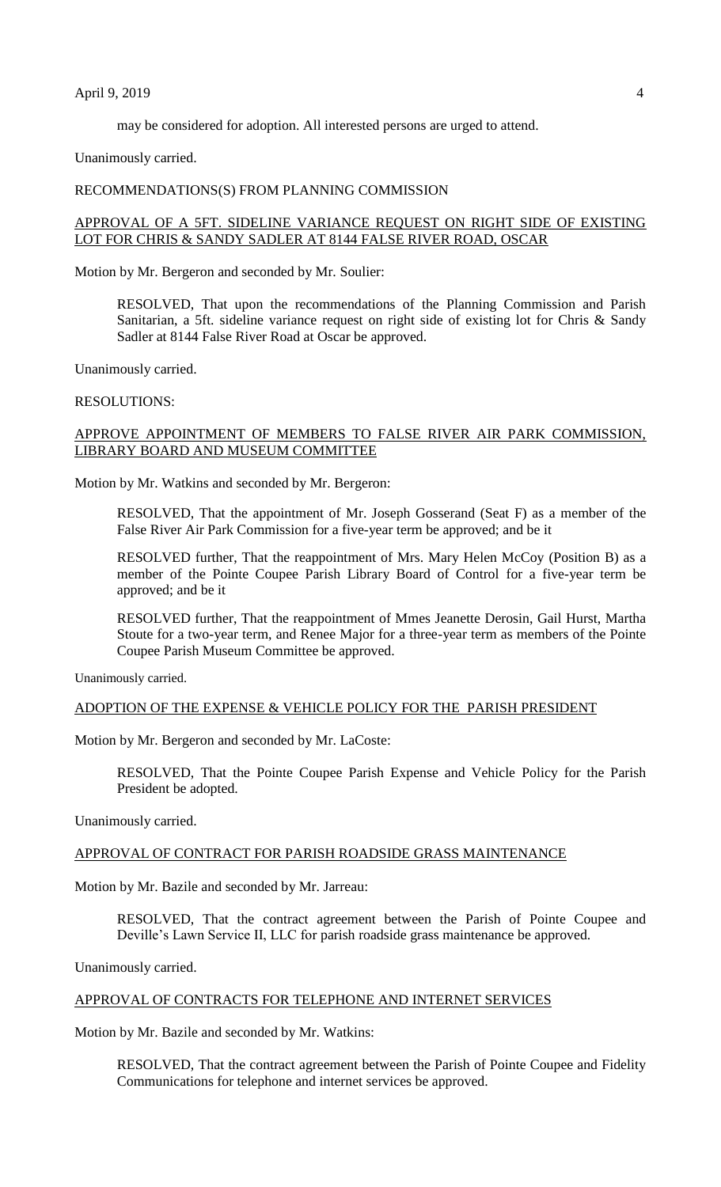may be considered for adoption. All interested persons are urged to attend.

Unanimously carried.

RECOMMENDATIONS(S) FROM PLANNING COMMISSION

APPROVAL OF A 5FT. SIDELINE VARIANCE REQUEST ON RIGHT SIDE OF EXISTING LOT FOR CHRIS & SANDY SADLER AT 8144 FALSE RIVER ROAD, OSCAR

Motion by Mr. Bergeron and seconded by Mr. Soulier:

> RESOLVED, That upon the recommendations of the Planning Commission and Parish Sanitarian, a 5ft. sideline variance request on right side of existing lot for Chris & Sandy Sadler at 8144 False River Road at Oscar be approved.

Unanimously carried.

RESOLUTIONS:

APPROVE APPOINTMENT OF MEMBERS TO FALSE RIVER AIR PARK COMMISSION, LIBRARY BOARD AND MUSEUM COMMITTEE

Motion by Mr. Watkins and seconded by Mr. Bergeron:

> RESOLVED, That the appointment of Mr. Joseph Gosserand (Seat F) as a member of the False River Air Park Commission for a five-year term be approved; and be it
>
> RESOLVED further, That the reappointment of Mrs. Mary Helen McCoy (Position B) as a member of the Pointe Coupee Parish Library Board of Control for a five-year term be approved; and be it
>
> RESOLVED further, That the reappointment of Mmes Jeanette Derosin, Gail Hurst, Martha Stoute for a two-year term, and Renee Major for a three-year term as members of the Pointe Coupee Parish Museum Committee be approved.

Unanimously carried.

ADOPTION OF THE EXPENSE & VEHICLE POLICY FOR THE PARISH PRESIDENT

Motion by Mr. Bergeron and seconded by Mr. LaCoste:

> RESOLVED, That the Pointe Coupee Parish Expense and Vehicle Policy for the Parish President be adopted.

Unanimously carried.

APPROVAL OF CONTRACT FOR PARISH ROADSIDE GRASS MAINTENANCE

Motion by Mr. Bazile and seconded by Mr. Jarreau:

> RESOLVED, That the contract agreement between the Parish of Pointe Coupee and Deville's Lawn Service II, LLC for parish roadside grass maintenance be approved.

Unanimously carried.

APPROVAL OF CONTRACTS FOR TELEPHONE AND INTERNET SERVICES

Motion by Mr. Bazile and seconded by Mr. Watkins:

> RESOLVED, That the contract agreement between the Parish of Pointe Coupee and Fidelity Communications for telephone and internet services be approved.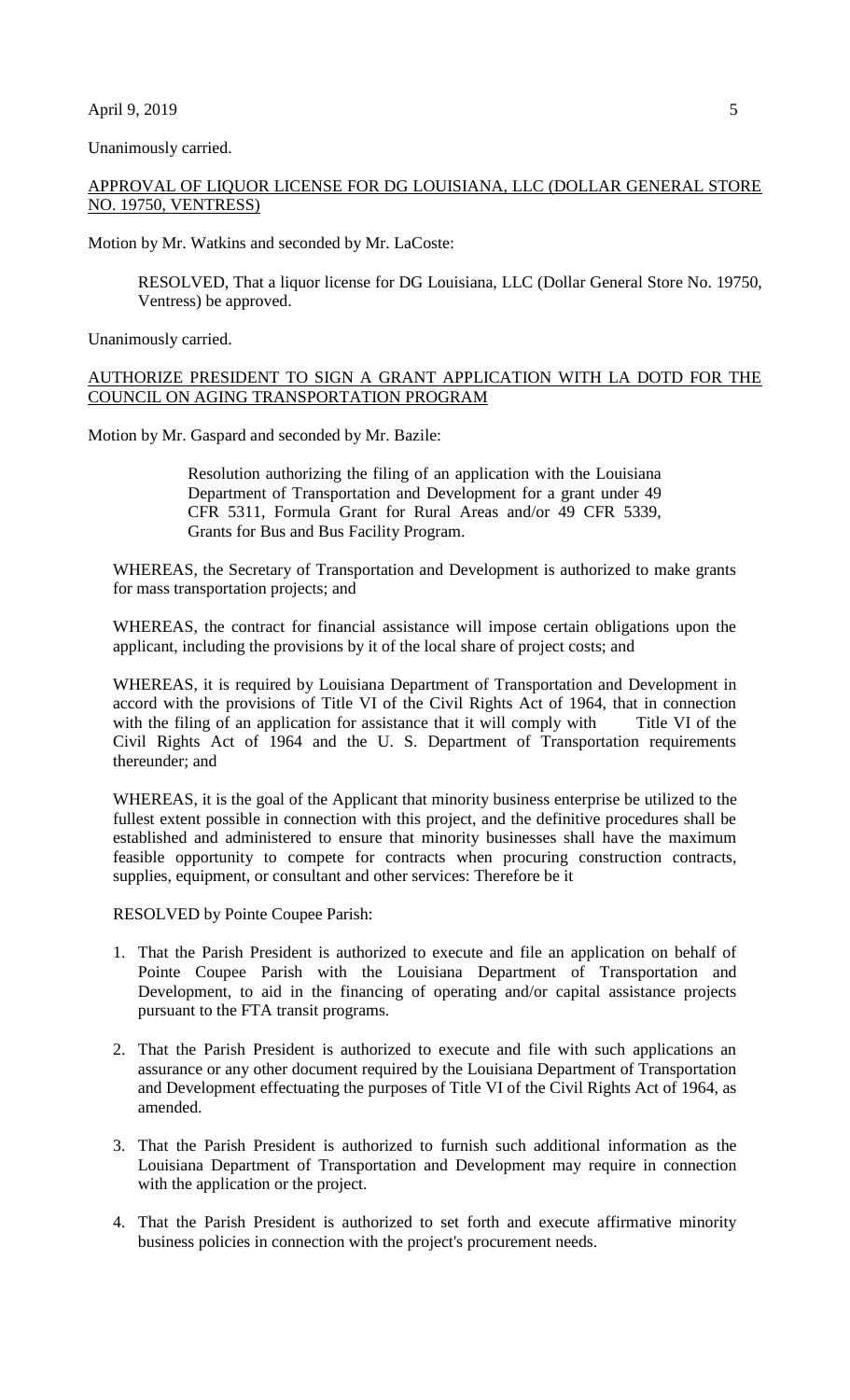Unanimously carried.

APPROVAL OF LIQUOR LICENSE FOR DG LOUISIANA, LLC (DOLLAR GENERAL STORE NO. 19750, VENTRESS)

Motion by Mr. Watkins and seconded by Mr. LaCoste:

> RESOLVED, That a liquor license for DG Louisiana, LLC (Dollar General Store No. 19750, Ventress) be approved.

Unanimously carried.

AUTHORIZE PRESIDENT TO SIGN A GRANT APPLICATION WITH LA DOTD FOR THE COUNCIL ON AGING TRANSPORTATION PROGRAM

Motion by Mr. Gaspard and seconded by Mr. Bazile:

> Resolution authorizing the filing of an application with the Louisiana Department of Transportation and Development for a grant under 49 CFR 5311, Formula Grant for Rural Areas and/or 49 CFR 5339, Grants for Bus and Bus Facility Program.

WHEREAS, the Secretary of Transportation and Development is authorized to make grants for mass transportation projects; and

WHEREAS, the contract for financial assistance will impose certain obligations upon the applicant, including the provisions by it of the local share of project costs; and

WHEREAS, it is required by Louisiana Department of Transportation and Development in accord with the provisions of Title VI of the Civil Rights Act of 1964, that in connection with the filing of an application for assistance that it will comply with Title VI of the Civil Rights Act of 1964 and the U. S. Department of Transportation requirements thereunder; and

WHEREAS, it is the goal of the Applicant that minority business enterprise be utilized to the fullest extent possible in connection with this project, and the definitive procedures shall be established and administered to ensure that minority businesses shall have the maximum feasible opportunity to compete for contracts when procuring construction contracts, supplies, equipment, or consultant and other services: Therefore be it

RESOLVED by Pointe Coupee Parish:

1. That the Parish President is authorized to execute and file an application on behalf of Pointe Coupee Parish with the Louisiana Department of Transportation and Development, to aid in the financing of operating and/or capital assistance projects pursuant to the FTA transit programs.
2. That the Parish President is authorized to execute and file with such applications an assurance or any other document required by the Louisiana Department of Transportation and Development effectuating the purposes of Title VI of the Civil Rights Act of 1964, as amended.
3. That the Parish President is authorized to furnish such additional information as the Louisiana Department of Transportation and Development may require in connection with the application or the project.
4. That the Parish President is authorized to set forth and execute affirmative minority business policies in connection with the project's procurement needs.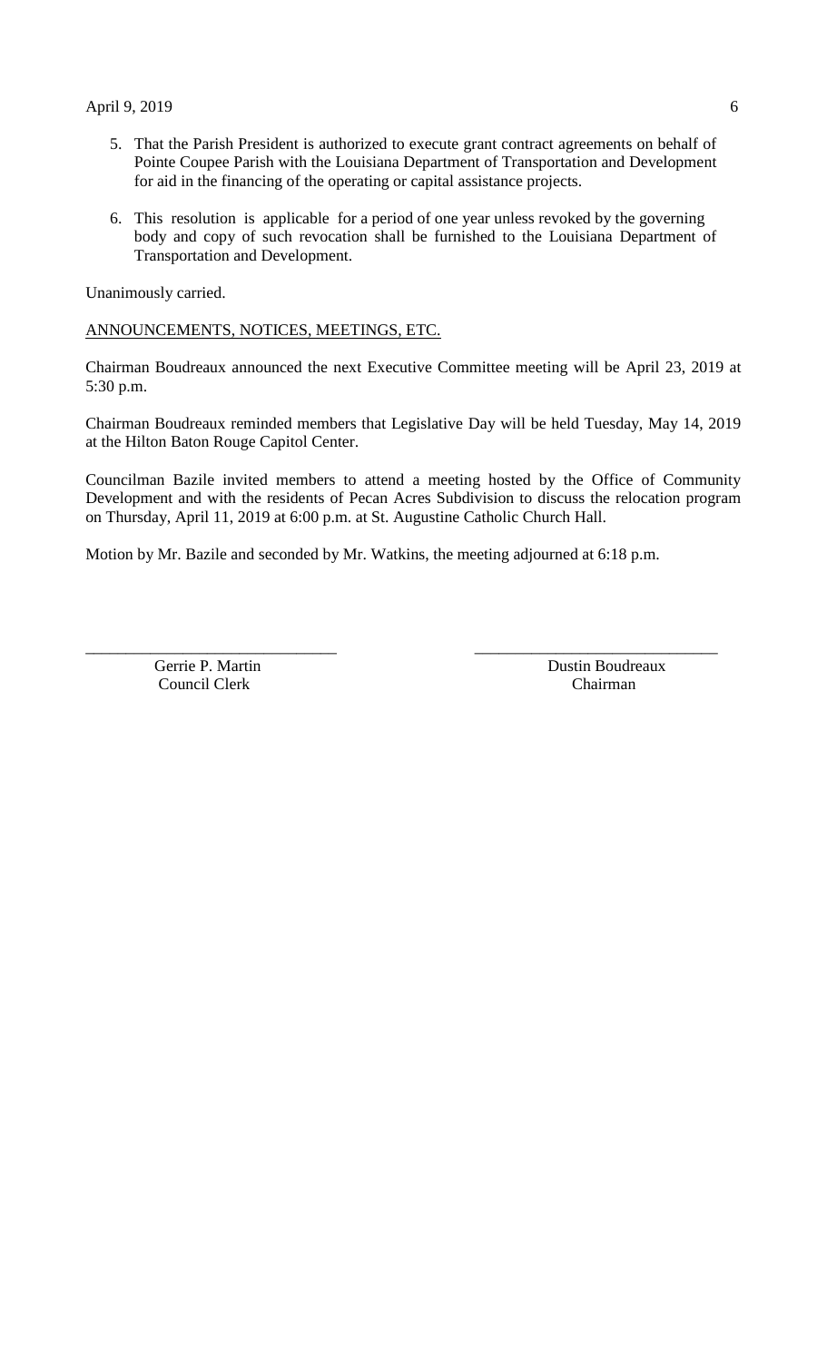5. That the Parish President is authorized to execute grant contract agreements on behalf of Pointe Coupee Parish with the Louisiana Department of Transportation and Development for aid in the financing of the operating or capital assistance projects.

6. This resolution is applicable for a period of one year unless revoked by the governing body and copy of such revocation shall be furnished to the Louisiana Department of Transportation and Development.

Unanimously carried.

ANNOUNCEMENTS, NOTICES, MEETINGS, ETC.

Chairman Boudreaux announced the next Executive Committee meeting will be April 23, 2019 at 5:30 p.m.

Chairman Boudreaux reminded members that Legislative Day will be held Tuesday, May 14, 2019 at the Hilton Baton Rouge Capitol Center.

Councilman Bazile invited members to attend a meeting hosted by the Office of Community Development and with the residents of Pecan Acres Subdivision to discuss the relocation program on Thursday, April 11, 2019 at 6:00 p.m. at St. Augustine Catholic Church Hall.

Motion by Mr. Bazile and seconded by Mr. Watkins, the meeting adjourned at 6:18 p.m.

\_\_\_\_\_\_\_\_\_\_\_\_\_\_\_\_\_\_\_\_\_\_\_\_\_\_\_\_\_\_
Gerrie P. Martin
Council Clerk

\_\_\_\_\_\_\_\_\_\_\_\_\_\_\_\_\_\_\_\_\_\_\_\_\_\_\_\_\_\_
Dustin Boudreaux
Chairman